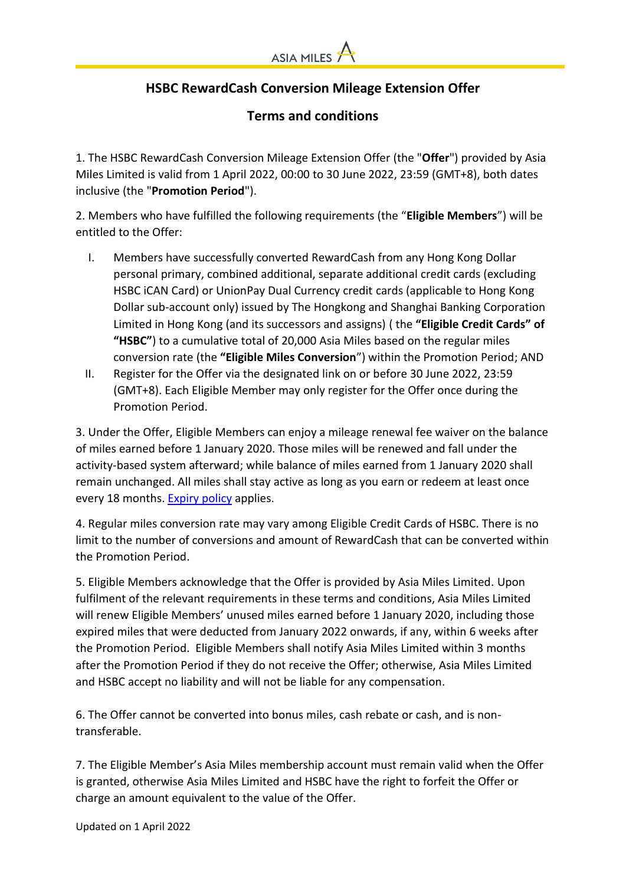ASIA MILES

# HSBC RewardCash Conversion Mileage Extension Offer

## Terms and conditions

1. The HSBC RewardCash Conversion Mileage Extension Offer (the "**Offer**") provided by Asia Miles Limited is valid from 1 April 2022, 00:00 to 30 June 2022, 23:59 (GMT+8), both dates inclusive (the "**Promotion Period**").

2. Members who have fulfilled the following requirements (the "**Eligible Members**") will be entitled to the Offer:

   I. Members have successfully converted RewardCash from any Hong Kong Dollar personal primary, combined additional, separate additional credit cards (excluding HSBC iCAN Card) or UnionPay Dual Currency credit cards (applicable to Hong Kong Dollar sub-account only) issued by The Hongkong and Shanghai Banking Corporation Limited in Hong Kong (and its successors and assigns) ( the **"Eligible Credit Cards" of "HSBC"**) to a cumulative total of 20,000 Asia Miles based on the regular miles conversion rate (the **"Eligible Miles Conversion**") within the Promotion Period; AND

   II. Register for the Offer via the designated link on or before 30 June 2022, 23:59 (GMT+8). Each Eligible Member may only register for the Offer once during the Promotion Period.

3. Under the Offer, Eligible Members can enjoy a mileage renewal fee waiver on the balance of miles earned before 1 January 2020. Those miles will be renewed and fall under the activity-based system afterward; while balance of miles earned from 1 January 2020 shall remain unchanged. All miles shall stay active as long as you earn or redeem at least once every 18 months. Expiry policy applies.

4. Regular miles conversion rate may vary among Eligible Credit Cards of HSBC. There is no limit to the number of conversions and amount of RewardCash that can be converted within the Promotion Period.

5. Eligible Members acknowledge that the Offer is provided by Asia Miles Limited. Upon fulfilment of the relevant requirements in these terms and conditions, Asia Miles Limited will renew Eligible Members' unused miles earned before 1 January 2020, including those expired miles that were deducted from January 2022 onwards, if any, within 6 weeks after the Promotion Period. Eligible Members shall notify Asia Miles Limited within 3 months after the Promotion Period if they do not receive the Offer; otherwise, Asia Miles Limited and HSBC accept no liability and will not be liable for any compensation.

6. The Offer cannot be converted into bonus miles, cash rebate or cash, and is non-transferable.

7. The Eligible Member's Asia Miles membership account must remain valid when the Offer is granted, otherwise Asia Miles Limited and HSBC have the right to forfeit the Offer or charge an amount equivalent to the value of the Offer.

Updated on 1 April 2022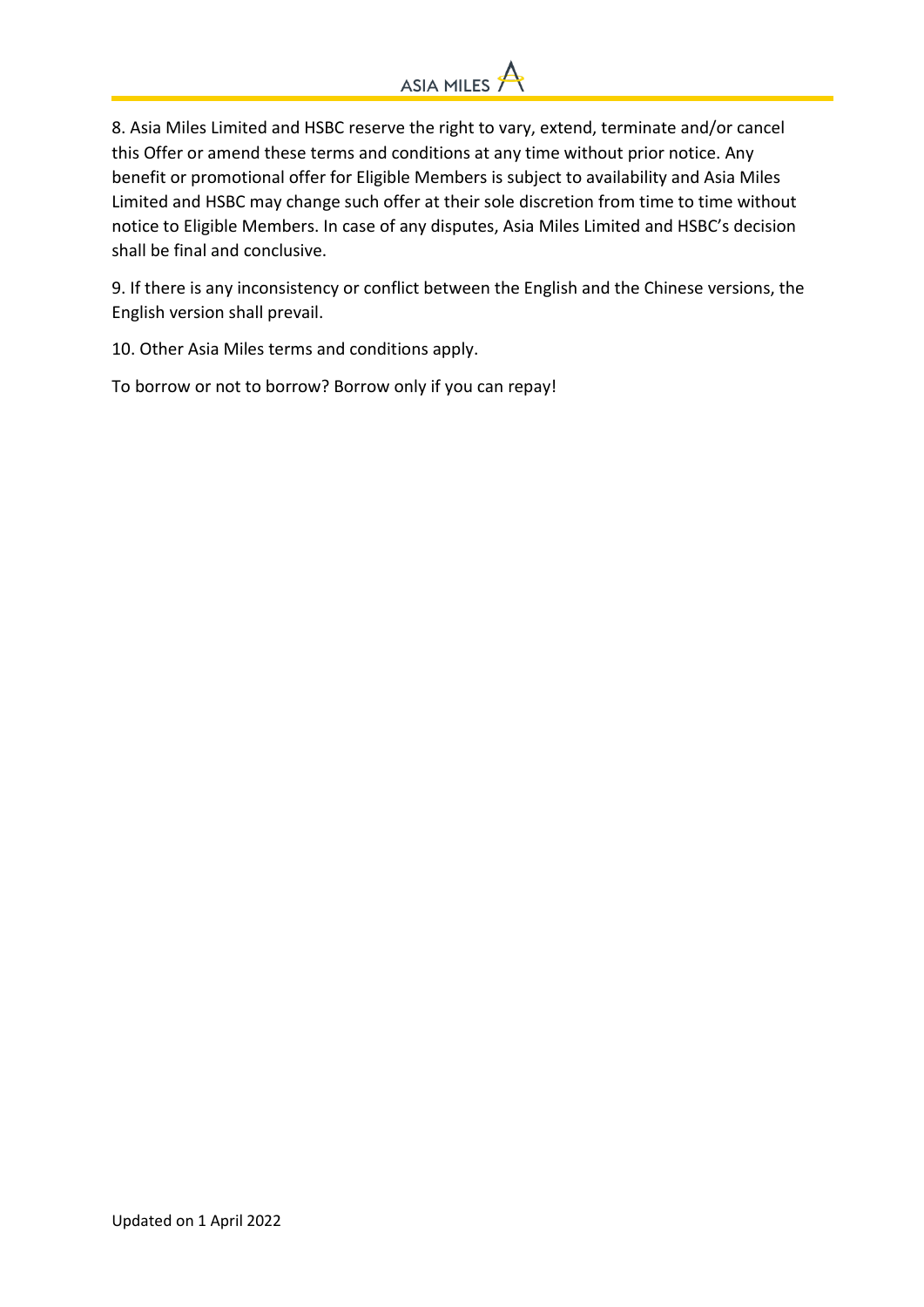8. Asia Miles Limited and HSBC reserve the right to vary, extend, terminate and/or cancel this Offer or amend these terms and conditions at any time without prior notice. Any benefit or promotional offer for Eligible Members is subject to availability and Asia Miles Limited and HSBC may change such offer at their sole discretion from time to time without notice to Eligible Members. In case of any disputes, Asia Miles Limited and HSBC's decision shall be final and conclusive.

9. If there is any inconsistency or conflict between the English and the Chinese versions, the English version shall prevail.

10. Other Asia Miles terms and conditions apply.

To borrow or not to borrow? Borrow only if you can repay!

Updated on 1 April 2022